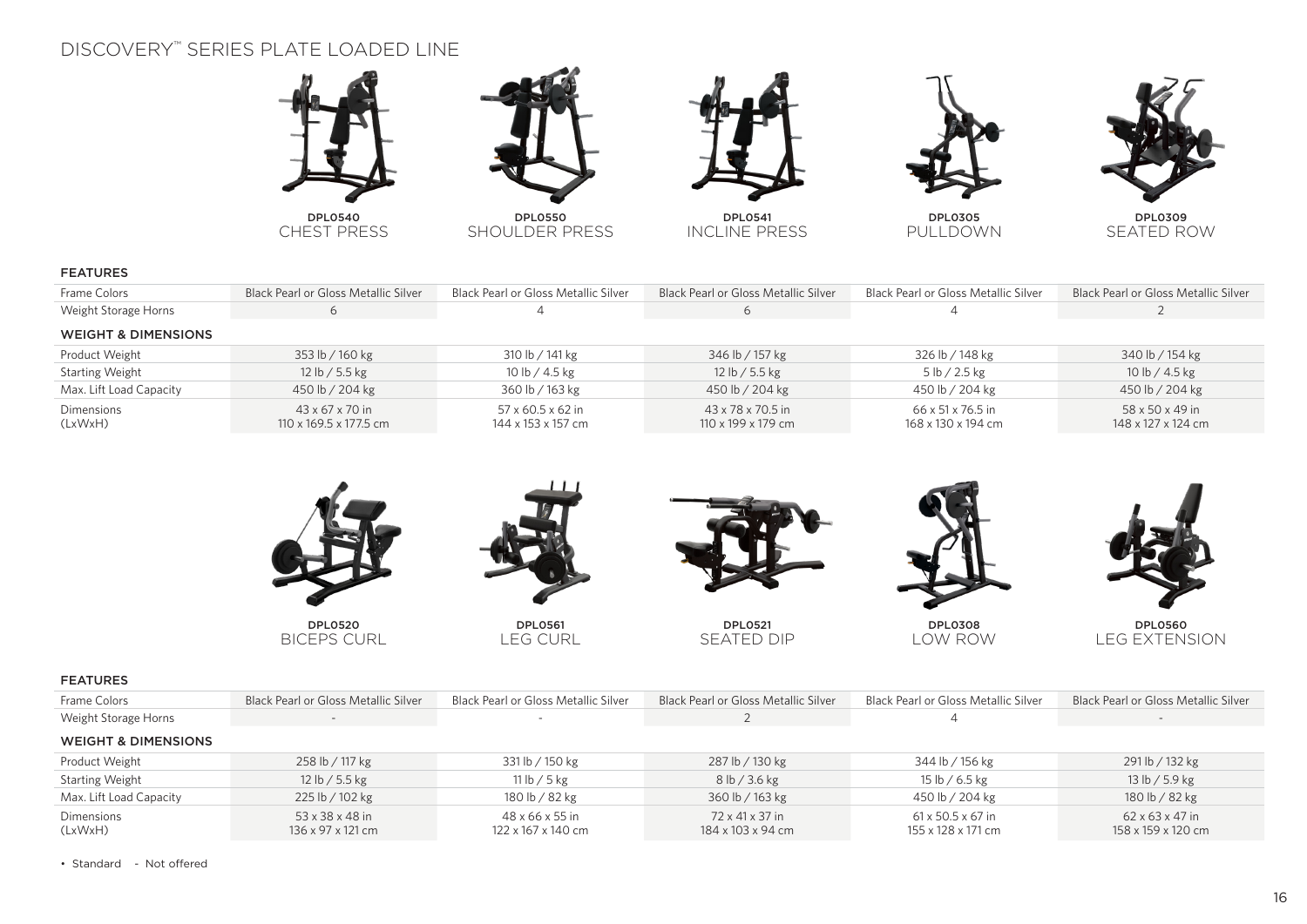# DISCOVERY™ SERIES PLATE LOADED LINE

| | DPL0540<br>CHEST PRESS | DPL0550<br>SHOULDER PRESS | DPL0541<br>INCLINE PRESS | DPL0305<br>PULLDOWN | DPL0309<br>SEATED ROW |
|---|---|---|---|---|---|
| **FEATURES** | | | | | |
| Frame Colors | Black Pearl or Gloss Metallic Silver | Black Pearl or Gloss Metallic Silver | Black Pearl or Gloss Metallic Silver | Black Pearl or Gloss Metallic Silver | Black Pearl or Gloss Metallic Silver |
| Weight Storage Horns | 6 | 4 | 6 | 4 | 2 |
| **WEIGHT & DIMENSIONS** | | | | | |
| Product Weight | 353 lb / 160 kg | 310 lb / 141 kg | 346 lb / 157 kg | 326 lb / 148 kg | 340 lb / 154 kg |
| Starting Weight | 12 lb / 5.5 kg | 10 lb / 4.5 kg | 12 lb / 5.5 kg | 5 lb / 2.5 kg | 10 lb / 4.5 kg |
| Max. Lift Load Capacity | 450 lb / 204 kg | 360 lb / 163 kg | 450 lb / 204 kg | 450 lb / 204 kg | 450 lb / 204 kg |
| Dimensions (LxWxH) | 43 x 67 x 70 in<br>110 x 169.5 x 177.5 cm | 57 x 60.5 x 62 in<br>144 x 153 x 157 cm | 43 x 78 x 70.5 in<br>110 x 199 x 179 cm | 66 x 51 x 76.5 in<br>168 x 130 x 194 cm | 58 x 50 x 49 in<br>148 x 127 x 124 cm |

| | DPL0520<br>BICEPS CURL | DPL0561<br>LEG CURL | DPL0521<br>SEATED DIP | DPL0308<br>LOW ROW | DPL0560<br>LEG EXTENSION |
|---|---|---|---|---|---|
| **FEATURES** | | | | | |
| Frame Colors | Black Pearl or Gloss Metallic Silver | Black Pearl or Gloss Metallic Silver | Black Pearl or Gloss Metallic Silver | Black Pearl or Gloss Metallic Silver | Black Pearl or Gloss Metallic Silver |
| Weight Storage Horns | - | - | 2 | 4 | - |
| **WEIGHT & DIMENSIONS** | | | | | |
| Product Weight | 258 lb / 117 kg | 331 lb / 150 kg | 287 lb / 130 kg | 344 lb / 156 kg | 291 lb / 132 kg |
| Starting Weight | 12 lb / 5.5 kg | 11 lb / 5 kg | 8 lb / 3.6 kg | 15 lb / 6.5 kg | 13 lb / 5.9 kg |
| Max. Lift Load Capacity | 225 lb / 102 kg | 180 lb / 82 kg | 360 lb / 163 kg | 450 lb / 204 kg | 180 lb / 82 kg |
| Dimensions (LxWxH) | 53 x 38 x 48 in<br>136 x 97 x 121 cm | 48 x 66 x 55 in<br>122 x 167 x 140 cm | 72 x 41 x 37 in<br>184 x 103 x 94 cm | 61 x 50.5 x 67 in<br>155 x 128 x 171 cm | 62 x 63 x 47 in<br>158 x 159 x 120 cm |

• Standard - Not offered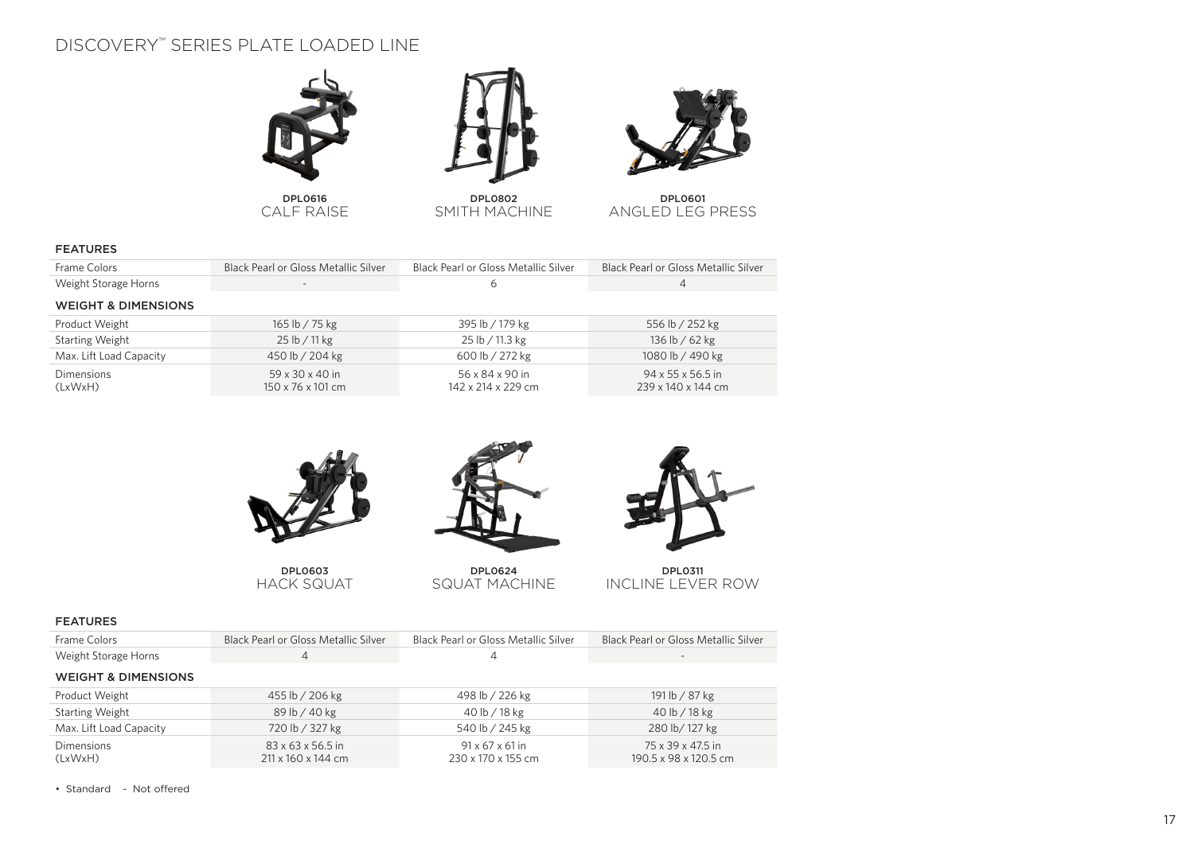# DISCOVERY™ SERIES PLATE LOADED LINE

| | DPL0616 CALF RAISE | DPL0802 SMITH MACHINE | DPL0601 ANGLED LEG PRESS |
|---|---|---|---|
| **FEATURES** | | | |
| Frame Colors | Black Pearl or Gloss Metallic Silver | Black Pearl or Gloss Metallic Silver | Black Pearl or Gloss Metallic Silver |
| Weight Storage Horns | - | 6 | 4 |
| **WEIGHT & DIMENSIONS** | | | |
| Product Weight | 165 lb / 75 kg | 395 lb / 179 kg | 556 lb / 252 kg |
| Starting Weight | 25 lb / 11 kg | 25 lb / 11.3 kg | 136 lb / 62 kg |
| Max. Lift Load Capacity | 450 lb / 204 kg | 600 lb / 272 kg | 1080 lb / 490 kg |
| Dimensions (LxWxH) | 59 x 30 x 40 in<br>150 x 76 x 101 cm | 56 x 84 x 90 in<br>142 x 214 x 229 cm | 94 x 55 x 56.5 in<br>239 x 140 x 144 cm |

| | DPL0603 HACK SQUAT | DPL0624 SQUAT MACHINE | DPL0311 INCLINE LEVER ROW |
|---|---|---|---|
| **FEATURES** | | | |
| Frame Colors | Black Pearl or Gloss Metallic Silver | Black Pearl or Gloss Metallic Silver | Black Pearl or Gloss Metallic Silver |
| Weight Storage Horns | 4 | 4 | - |
| **WEIGHT & DIMENSIONS** | | | |
| Product Weight | 455 lb / 206 kg | 498 lb / 226 kg | 191 lb / 87 kg |
| Starting Weight | 89 lb / 40 kg | 40 lb / 18 kg | 40 lb / 18 kg |
| Max. Lift Load Capacity | 720 lb / 327 kg | 540 lb / 245 kg | 280 lb/ 127 kg |
| Dimensions (LxWxH) | 83 x 63 x 56.5 in<br>211 x 160 x 144 cm | 91 x 67 x 61 in<br>230 x 170 x 155 cm | 75 x 39 x 47.5 in<br>190.5 x 98 x 120.5 cm |

• Standard - Not offered